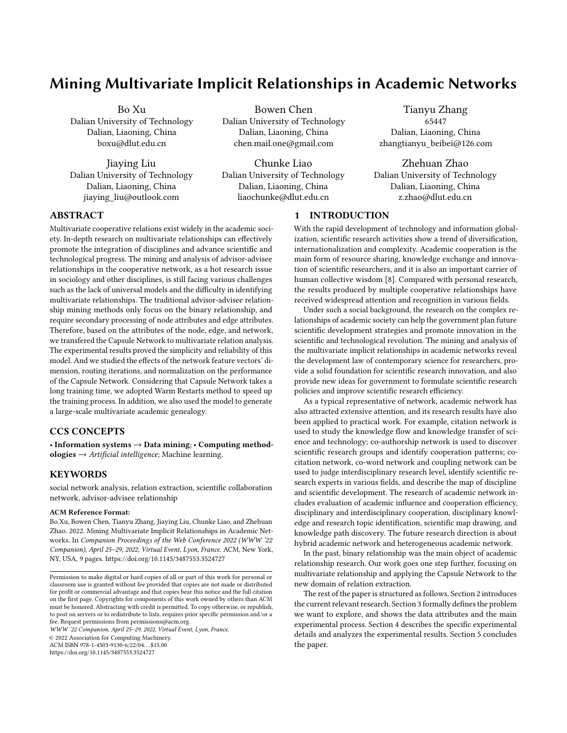# Mining Multivariate Implicit Relationships in Academic Networks

Bo Xu
Dalian University of Technology
Dalian, Liaoning, China
boxu@dlut.edu.cn

Bowen Chen
Dalian University of Technology
Dalian, Liaoning, China
chen.mail.one@gmail.com

Tianyu Zhang
65447
Dalian, Liaoning, China
zhangtianyu_beibei@126.com

Jiaying Liu
Dalian University of Technology
Dalian, Liaoning, China
jiaying_liu@outlook.com

Chunke Liao
Dalian University of Technology
Dalian, Liaoning, China
liaochunke@dlut.edu.cn

Zhehuan Zhao
Dalian University of Technology
Dalian, Liaoning, China
z.zhao@dlut.edu.cn

## ABSTRACT

Multivariate cooperative relations exist widely in the academic society. In-depth research on multivariate relationships can effectively promote the integration of disciplines and advance scientific and technological progress. The mining and analysis of advisor-advisee relationships in the cooperative network, as a hot research issue in sociology and other disciplines, is still facing various challenges such as the lack of universal models and the difficulty in identifying multivariate relationships. The traditional advisor-advisee relationship mining methods only focus on the binary relationship, and require secondary processing of node attributes and edge attributes. Therefore, based on the attributes of the node, edge, and network, we transfered the Capsule Network to multivariate relation analysis. The experimental results proved the simplicity and reliability of this model. And we studied the effects of the network feature vectors' dimension, routing iterations, and normalization on the performance of the Capsule Network. Considering that Capsule Network takes a long training time, we adopted Warm Restarts method to speed up the training process. In addition, we also used the model to generate a large-scale multivariate academic genealogy.

## CCS CONCEPTS

• **Information systems** → **Data mining**; • **Computing methodologies** → *Artificial intelligence*; Machine learning.

## KEYWORDS

social network analysis, relation extraction, scientific collaboration network, advisor-advisee relationship

**ACM Reference Format:**

Bo Xu, Bowen Chen, Tianyu Zhang, Jiaying Liu, Chunke Liao, and Zhehuan Zhao. 2022. Mining Multivariate Implicit Relationships in Academic Networks. In *Companion Proceedings of the Web Conference 2022 (WWW '22 Companion), April 25–29, 2022, Virtual Event, Lyon, France.* ACM, New York, NY, USA, 9 pages. https://doi.org/10.1145/3487553.3524727

Permission to make digital or hard copies of all or part of this work for personal or classroom use is granted without fee provided that copies are not made or distributed for profit or commercial advantage and that copies bear this notice and the full citation on the first page. Copyrights for components of this work owned by others than ACM must be honored. Abstracting with credit is permitted. To copy otherwise, or republish, to post on servers or to redistribute to lists, requires prior specific permission and/or a fee. Request permissions from permissions@acm.org.

*WWW '22 Companion, April 25–29, 2022, Virtual Event, Lyon, France.*
© 2022 Association for Computing Machinery.
ACM ISBN 978-1-4503-9130-6/22/04…$15.00
https://doi.org/10.1145/3487553.3524727

## 1 INTRODUCTION

With the rapid development of technology and information globalization, scientific research activities show a trend of diversification, internationalization and complexity. Academic cooperation is the main form of resource sharing, knowledge exchange and innovation of scientific researchers, and it is also an important carrier of human collective wisdom [8]. Compared with personal research, the results produced by multiple cooperative relationships have received widespread attention and recognition in various fields.

Under such a social background, the research on the complex relationships of academic society can help the government plan future scientific development strategies and promote innovation in the scientific and technological revolution. The mining and analysis of the multivariate implicit relationships in academic networks reveal the development law of contemporary science for researchers, provide a solid foundation for scientific research innovation, and also provide new ideas for government to formulate scientific research policies and improve scientific research efficiency.

As a typical representative of network, academic network has also attracted extensive attention, and its research results have also been applied to practical work. For example, citation network is used to study the knowledge flow and knowledge transfer of science and technology; co-authorship network is used to discover scientific research groups and identify cooperation patterns; co-citation network, co-word network and coupling network can be used to judge interdisciplinary research level, identify scientific research experts in various fields, and describe the map of discipline and scientific development. The research of academic network includes evaluation of academic influence and cooperation efficiency, disciplinary and interdisciplinary cooperation, disciplinary knowledge and research topic identification, scientific map drawing, and knowledge path discovery. The future research direction is about hybrid academic network and heterogeneous academic network.

In the past, binary relationship was the main object of academic relationship research. Our work goes one step further, focusing on multivariate relationship and applying the Capsule Network to the new domain of relation extraction.

The rest of the paper is structured as follows. Section 2 introduces the current relevant research. Section 3 formally defines the problem we want to explore, and shows the data attributes and the main experimental process. Section 4 describes the specific experimental details and analyzes the experimental results. Section 5 concludes the paper.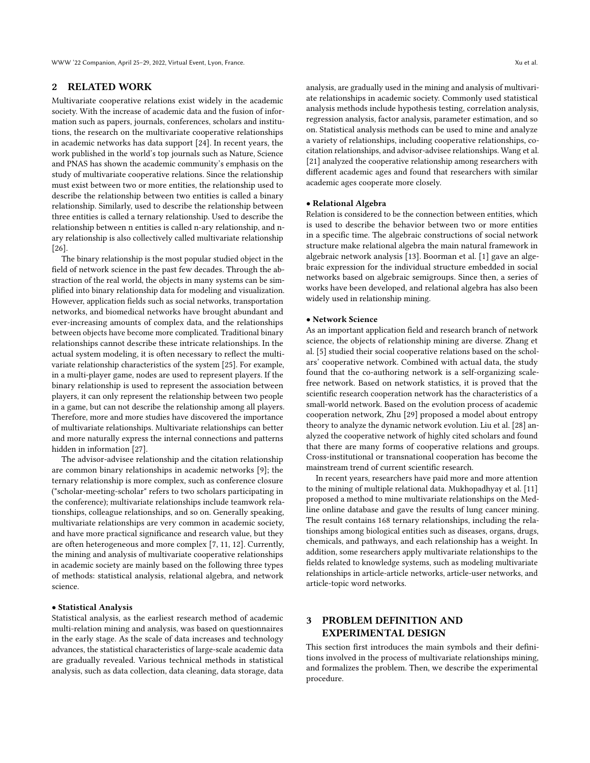## 2 RELATED WORK

Multivariate cooperative relations exist widely in the academic society. With the increase of academic data and the fusion of information such as papers, journals, conferences, scholars and institutions, the research on the multivariate cooperative relationships in academic networks has data support [24]. In recent years, the work published in the world's top journals such as Nature, Science and PNAS has shown the academic community's emphasis on the study of multivariate cooperative relations. Since the relationship must exist between two or more entities, the relationship used to describe the relationship between two entities is called a binary relationship. Similarly, used to describe the relationship between three entities is called a ternary relationship. Used to describe the relationship between n entities is called n-ary relationship, and n-ary relationship is also collectively called multivariate relationship [26].

The binary relationship is the most popular studied object in the field of network science in the past few decades. Through the abstraction of the real world, the objects in many systems can be simplified into binary relationship data for modeling and visualization. However, application fields such as social networks, transportation networks, and biomedical networks have brought abundant and ever-increasing amounts of complex data, and the relationships between objects have become more complicated. Traditional binary relationships cannot describe these intricate relationships. In the actual system modeling, it is often necessary to reflect the multivariate relationship characteristics of the system [25]. For example, in a multi-player game, nodes are used to represent players. If the binary relationship is used to represent the association between players, it can only represent the relationship between two people in a game, but can not describe the relationship among all players. Therefore, more and more studies have discovered the importance of multivariate relationships. Multivariate relationships can better and more naturally express the internal connections and patterns hidden in information [27].

The advisor-advisee relationship and the citation relationship are common binary relationships in academic networks [9]; the ternary relationship is more complex, such as conference closure ("scholar-meeting-scholar" refers to two scholars participating in the conference); multivariate relationships include teamwork relationships, colleague relationships, and so on. Generally speaking, multivariate relationships are very common in academic society, and have more practical significance and research value, but they are often heterogeneous and more complex [7, 11, 12]. Currently, the mining and analysis of multivariate cooperative relationships in academic society are mainly based on the following three types of methods: statistical analysis, relational algebra, and network science.

**• Statistical Analysis**

Statistical analysis, as the earliest research method of academic multi-relation mining and analysis, was based on questionnaires in the early stage. As the scale of data increases and technology advances, the statistical characteristics of large-scale academic data are gradually revealed. Various technical methods in statistical analysis, such as data collection, data cleaning, data storage, data analysis, are gradually used in the mining and analysis of multivariate relationships in academic society. Commonly used statistical analysis methods include hypothesis testing, correlation analysis, regression analysis, factor analysis, parameter estimation, and so on. Statistical analysis methods can be used to mine and analyze a variety of relationships, including cooperative relationships, co-citation relationships, and advisor-advisee relationships. Wang et al. [21] analyzed the cooperative relationship among researchers with different academic ages and found that researchers with similar academic ages cooperate more closely.

**• Relational Algebra**

Relation is considered to be the connection between entities, which is used to describe the behavior between two or more entities in a specific time. The algebraic constructions of social network structure make relational algebra the main natural framework in algebraic network analysis [13]. Boorman et al. [1] gave an algebraic expression for the individual structure embedded in social networks based on algebraic semigroups. Since then, a series of works have been developed, and relational algebra has also been widely used in relationship mining.

**• Network Science**

As an important application field and research branch of network science, the objects of relationship mining are diverse. Zhang et al. [5] studied their social cooperative relations based on the scholars' cooperative network. Combined with actual data, the study found that the co-authoring network is a self-organizing scale-free network. Based on network statistics, it is proved that the scientific research cooperation network has the characteristics of a small-world network. Based on the evolution process of academic cooperation network, Zhu [29] proposed a model about entropy theory to analyze the dynamic network evolution. Liu et al. [28] analyzed the cooperative network of highly cited scholars and found that there are many forms of cooperative relations and groups. Cross-institutional or transnational cooperation has become the mainstream trend of current scientific research.

In recent years, researchers have paid more and more attention to the mining of multiple relational data. Mukhopadhyay et al. [11] proposed a method to mine multivariate relationships on the Medline online database and gave the results of lung cancer mining. The result contains 168 ternary relationships, including the relationships among biological entities such as diseases, organs, drugs, chemicals, and pathways, and each relationship has a weight. In addition, some researchers apply multivariate relationships to the fields related to knowledge systems, such as modeling multivariate relationships in article-article networks, article-user networks, and article-topic word networks.

## 3 PROBLEM DEFINITION AND EXPERIMENTAL DESIGN

This section first introduces the main symbols and their definitions involved in the process of multivariate relationships mining, and formalizes the problem. Then, we describe the experimental procedure.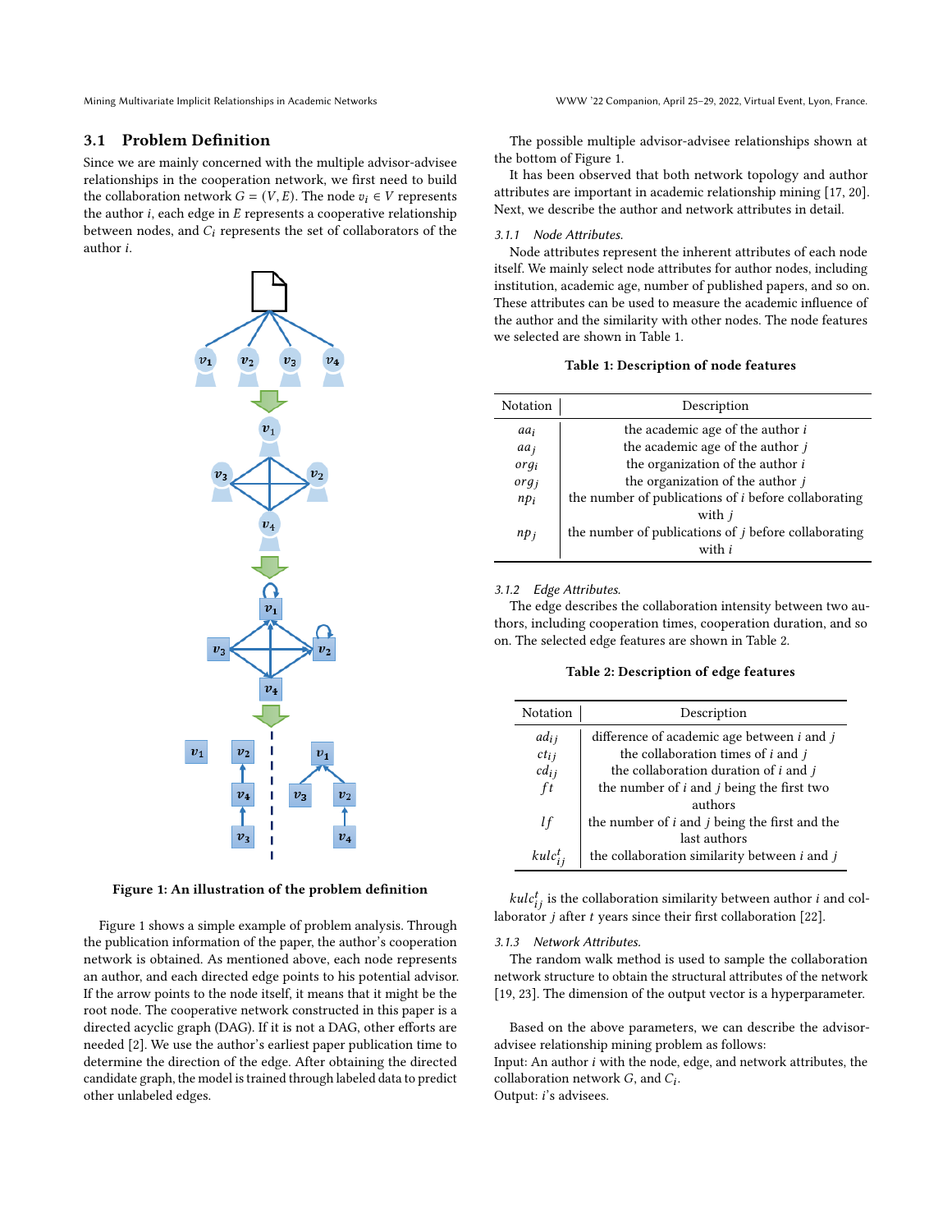## 3.1 Problem Definition

Since we are mainly concerned with the multiple advisor-advisee relationships in the cooperation network, we first need to build the collaboration network $G = (V, E)$. The node $v_i \in V$ represents the author $i$, each edge in $E$ represents a cooperative relationship between nodes, and $C_i$ represents the set of collaborators of the author $i$.

Figure 1: An illustration of the problem definition

Figure 1 shows a simple example of problem analysis. Through the publication information of the paper, the author's cooperation network is obtained. As mentioned above, each node represents an author, and each directed edge points to his potential advisor. If the arrow points to the node itself, it means that it might be the root node. The cooperative network constructed in this paper is a directed acyclic graph (DAG). If it is not a DAG, other efforts are needed [2]. We use the author's earliest paper publication time to determine the direction of the edge. After obtaining the directed candidate graph, the model is trained through labeled data to predict other unlabeled edges.

The possible multiple advisor-advisee relationships shown at the bottom of Figure 1.

It has been observed that both network topology and author attributes are important in academic relationship mining [17, 20]. Next, we describe the author and network attributes in detail.

#### 3.1.1 Node Attributes.

Node attributes represent the inherent attributes of each node itself. We mainly select node attributes for author nodes, including institution, academic age, number of published papers, and so on. These attributes can be used to measure the academic influence of the author and the similarity with other nodes. The node features we selected are shown in Table 1.

**Table 1: Description of node features**

| Notation | Description |
| --- | --- |
| $aa_i$ | the academic age of the author $i$ |
| $aa_j$ | the academic age of the author $j$ |
| $org_i$ | the organization of the author $i$ |
| $org_j$ | the organization of the author $j$ |
| $np_i$ | the number of publications of $i$ before collaborating with $j$ |
| $np_j$ | the number of publications of $j$ before collaborating with $i$ |

#### 3.1.2 Edge Attributes.

The edge describes the collaboration intensity between two authors, including cooperation times, cooperation duration, and so on. The selected edge features are shown in Table 2.

**Table 2: Description of edge features**

| Notation | Description |
| --- | --- |
| $ad_{ij}$ | difference of academic age between $i$ and $j$ |
| $ct_{ij}$ | the collaboration times of $i$ and $j$ |
| $cd_{ij}$ | the collaboration duration of $i$ and $j$ |
| $ft$ | the number of $i$ and $j$ being the first two authors |
| $lf$ | the number of $i$ and $j$ being the first and the last authors |
| $kulc_{ij}^t$ | the collaboration similarity between $i$ and $j$ |

$kulc_{ij}^t$ is the collaboration similarity between author $i$ and collaborator $j$ after $t$ years since their first collaboration [22].

#### 3.1.3 Network Attributes.

The random walk method is used to sample the collaboration network structure to obtain the structural attributes of the network [19, 23]. The dimension of the output vector is a hyperparameter.

Based on the above parameters, we can describe the advisor-advisee relationship mining problem as follows:

Input: An author $i$ with the node, edge, and network attributes, the collaboration network $G$, and $C_i$.

Output: $i$'s advisees.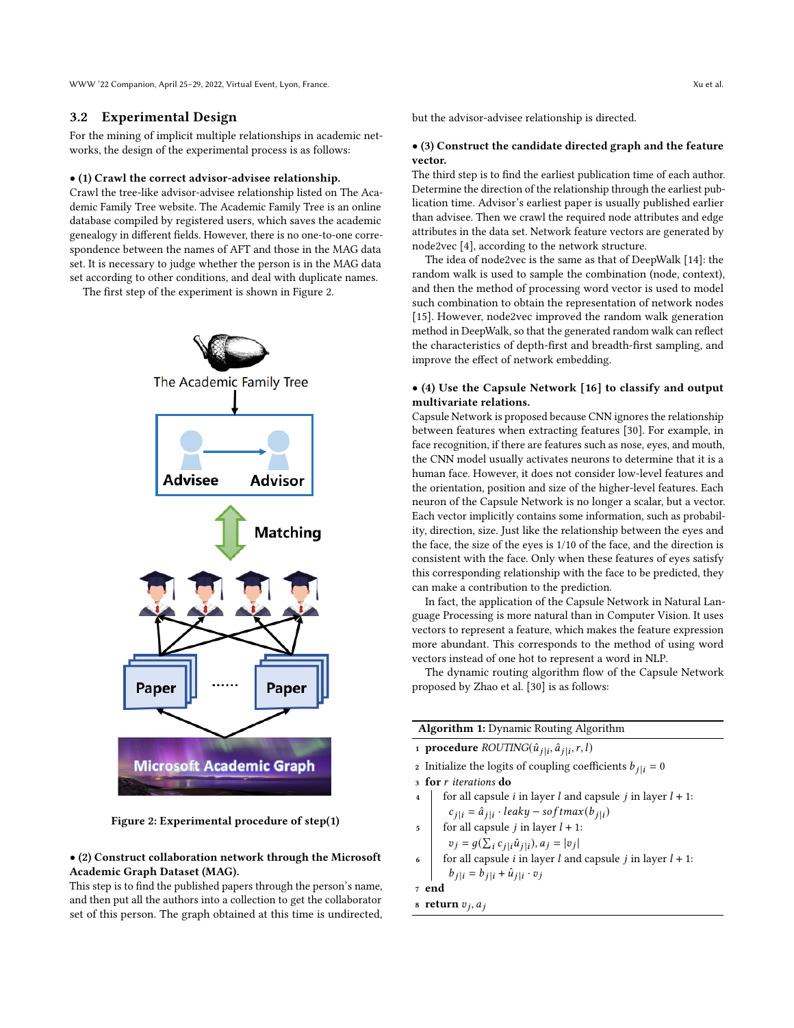## 3.2 Experimental Design

For the mining of implicit multiple relationships in academic networks, the design of the experimental process is as follows:

• **(1) Crawl the correct advisor-advisee relationship.** Crawl the tree-like advisor-advisee relationship listed on The Academic Family Tree website. The Academic Family Tree is an online database compiled by registered users, which saves the academic genealogy in different fields. However, there is no one-to-one correspondence between the names of AFT and those in the MAG data set. It is necessary to judge whether the person is in the MAG data set according to other conditions, and deal with duplicate names.

The first step of the experiment is shown in Figure 2.

**Figure 2: Experimental procedure of step(1)**

• **(2) Construct collaboration network through the Microsoft Academic Graph Dataset (MAG).** This step is to find the published papers through the person's name, and then put all the authors into a collection to get the collaborator set of this person. The graph obtained at this time is undirected, but the advisor-advisee relationship is directed.

• **(3) Construct the candidate directed graph and the feature vector.** The third step is to find the earliest publication time of each author. Determine the direction of the relationship through the earliest publication time. Advisor's earliest paper is usually published earlier than advisee. Then we crawl the required node attributes and edge attributes in the data set. Network feature vectors are generated by node2vec [4], according to the network structure.

The idea of node2vec is the same as that of DeepWalk [14]: the random walk is used to sample the combination (node, context), and then the method of processing word vector is used to model such combination to obtain the representation of network nodes [15]. However, node2vec improved the random walk generation method in DeepWalk, so that the generated random walk can reflect the characteristics of depth-first and breadth-first sampling, and improve the effect of network embedding.

• **(4) Use the Capsule Network [16] to classify and output multivariate relations.** Capsule Network is proposed because CNN ignores the relationship between features when extracting features [30]. For example, in face recognition, if there are features such as nose, eyes, and mouth, the CNN model usually activates neurons to determine that it is a human face. However, it does not consider low-level features and the orientation, position and size of the higher-level features. Each neuron of the Capsule Network is no longer a scalar, but a vector. Each vector implicitly contains some information, such as probability, direction, size. Just like the relationship between the eyes and the face, the size of the eyes is 1/10 of the face, and the direction is consistent with the face. Only when these features of eyes satisfy this corresponding relationship with the face to be predicted, they can make a contribution to the prediction.

In fact, the application of the Capsule Network in Natural Language Processing is more natural than in Computer Vision. It uses vectors to represent a feature, which makes the feature expression more abundant. This corresponds to the method of using word vectors instead of one hot to represent a word in NLP.

The dynamic routing algorithm flow of the Capsule Network proposed by Zhao et al. [30] is as follows:

**Algorithm 1:** Dynamic Routing Algorithm

1. **procedure** ROUTING($\hat{u}_{j|i}, \hat{a}_{j|i}, r, l$)
2. Initialize the logits of coupling coefficients $b_{j|i} = 0$
3. **for** $r$ *iterations* **do**
4. &nbsp;&nbsp;&nbsp;&nbsp;for all capsule $i$ in layer $l$ and capsule $j$ in layer $l+1$: $c_{j|i} = \hat{a}_{j|i} \cdot leaky-softmax(b_{j|i})$
5. &nbsp;&nbsp;&nbsp;&nbsp;for all capsule $j$ in layer $l+1$: $v_j = g(\sum_i c_{j|i}\hat{u}_{j|i}), a_j = |v_j|$
6. &nbsp;&nbsp;&nbsp;&nbsp;for all capsule $i$ in layer $l$ and capsule $j$ in layer $l+1$: $b_{j|i} = b_{j|i} + \hat{u}_{j|i} \cdot v_j$
7. **end**
8. **return** $v_j, a_j$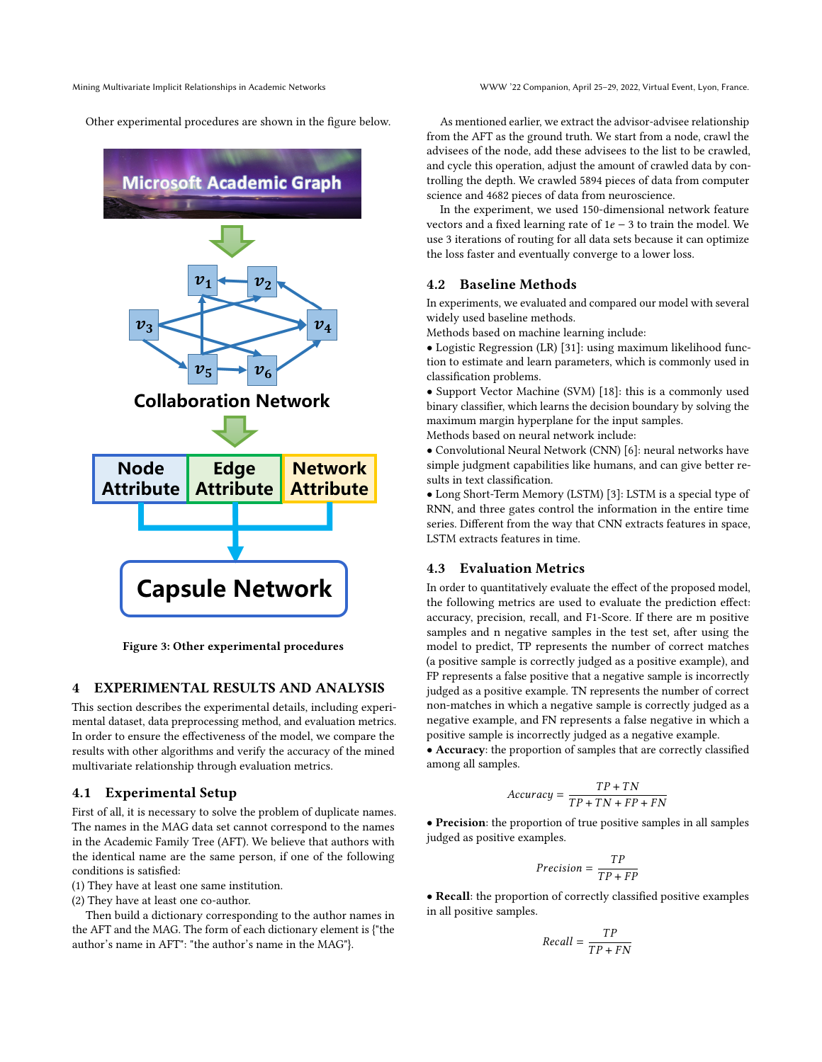Other experimental procedures are shown in the figure below.

Figure 3: Other experimental procedures

## 4 EXPERIMENTAL RESULTS AND ANALYSIS

This section describes the experimental details, including experimental dataset, data preprocessing method, and evaluation metrics. In order to ensure the effectiveness of the model, we compare the results with other algorithms and verify the accuracy of the mined multivariate relationship through evaluation metrics.

### 4.1 Experimental Setup

First of all, it is necessary to solve the problem of duplicate names. The names in the MAG data set cannot correspond to the names in the Academic Family Tree (AFT). We believe that authors with the identical name are the same person, if one of the following conditions is satisfied:

(1) They have at least one same institution.

(2) They have at least one co-author.

Then build a dictionary corresponding to the author names in the AFT and the MAG. The form of each dictionary element is {"the author's name in AFT": "the author's name in the MAG"}.

As mentioned earlier, we extract the advisor-advisee relationship from the AFT as the ground truth. We start from a node, crawl the advisees of the node, add these advisees to the list to be crawled, and cycle this operation, adjust the amount of crawled data by controlling the depth. We crawled 5894 pieces of data from computer science and 4682 pieces of data from neuroscience.

In the experiment, we used 150-dimensional network feature vectors and a fixed learning rate of $1e-3$ to train the model. We use 3 iterations of routing for all data sets because it can optimize the loss faster and eventually converge to a lower loss.

### 4.2 Baseline Methods

In experiments, we evaluated and compared our model with several widely used baseline methods.

Methods based on machine learning include:

- Logistic Regression (LR) [31]: using maximum likelihood function to estimate and learn parameters, which is commonly used in classification problems.
- Support Vector Machine (SVM) [18]: this is a commonly used binary classifier, which learns the decision boundary by solving the maximum margin hyperplane for the input samples.

Methods based on neural network include:

- Convolutional Neural Network (CNN) [6]: neural networks have simple judgment capabilities like humans, and can give better results in text classification.
- Long Short-Term Memory (LSTM) [3]: LSTM is a special type of RNN, and three gates control the information in the entire time series. Different from the way that CNN extracts features in space, LSTM extracts features in time.

### 4.3 Evaluation Metrics

In order to quantitatively evaluate the effect of the proposed model, the following metrics are used to evaluate the prediction effect: accuracy, precision, recall, and F1-Score. If there are m positive samples and n negative samples in the test set, after using the model to predict, TP represents the number of correct matches (a positive sample is correctly judged as a positive example), and FP represents a false positive that a negative sample is incorrectly judged as a positive example. TN represents the number of correct non-matches in which a negative sample is correctly judged as a negative example, and FN represents a false negative in which a positive sample is incorrectly judged as a negative example.

- **Accuracy**: the proportion of samples that are correctly classified among all samples.

$$Accuracy = \frac{TP + TN}{TP + TN + FP + FN}$$

- **Precision**: the proportion of true positive samples in all samples judged as positive examples.

$$Precision = \frac{TP}{TP + FP}$$

- **Recall**: the proportion of correctly classified positive examples in all positive samples.

$$Recall = \frac{TP}{TP + FN}$$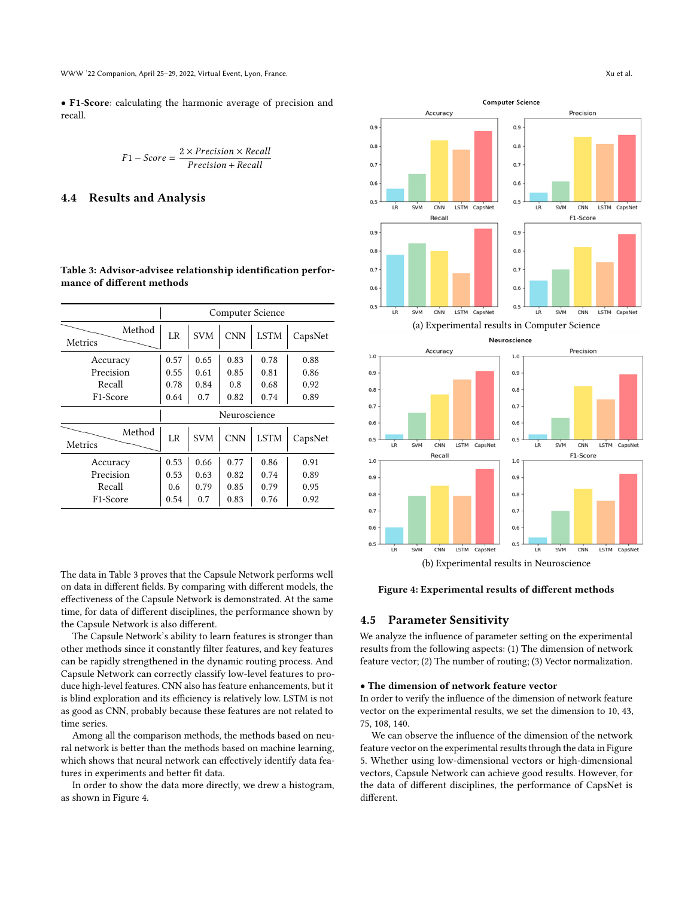• **F1-Score**: calculating the harmonic average of precision and recall.

$$F1 - Score = \frac{2 \times Precision \times Recall}{Precision + Recall}$$

## 4.4 Results and Analysis

**Table 3: Advisor-advisee relationship identification performance of different methods**

| | Computer Science | | | | |
|---|---|---|---|---|---|
| Metrics \ Method | LR | SVM | CNN | LSTM | CapsNet |
| Accuracy | 0.57 | 0.65 | 0.83 | 0.78 | 0.88 |
| Precision | 0.55 | 0.61 | 0.85 | 0.81 | 0.86 |
| Recall | 0.78 | 0.84 | 0.8 | 0.68 | 0.92 |
| F1-Score | 0.64 | 0.7 | 0.82 | 0.74 | 0.89 |
| | Neuroscience | | | | |
| Metrics \ Method | LR | SVM | CNN | LSTM | CapsNet |
| Accuracy | 0.53 | 0.66 | 0.77 | 0.86 | 0.91 |
| Precision | 0.53 | 0.63 | 0.82 | 0.74 | 0.89 |
| Recall | 0.6 | 0.79 | 0.85 | 0.79 | 0.95 |
| F1-Score | 0.54 | 0.7 | 0.83 | 0.76 | 0.92 |

The data in Table 3 proves that the Capsule Network performs well on data in different fields. By comparing with different models, the effectiveness of the Capsule Network is demonstrated. At the same time, for data of different disciplines, the performance shown by the Capsule Network is also different.

The Capsule Network's ability to learn features is stronger than other methods since it constantly filter features, and key features can be rapidly strengthened in the dynamic routing process. And Capsule Network can correctly classify low-level features to produce high-level features. CNN also has feature enhancements, but it is blind exploration and its efficiency is relatively low. LSTM is not as good as CNN, probably because these features are not related to time series.

Among all the comparison methods, the methods based on neural network is better than the methods based on machine learning, which shows that neural network can effectively identify data features in experiments and better fit data.

In order to show the data more directly, we drew a histogram, as shown in Figure 4.

(a) Experimental results in Computer Science

(b) Experimental results in Neuroscience

**Figure 4: Experimental results of different methods**

## 4.5 Parameter Sensitivity

We analyze the influence of parameter setting on the experimental results from the following aspects: (1) The dimension of network feature vector; (2) The number of routing; (3) Vector normalization.

**• The dimension of network feature vector**

In order to verify the influence of the dimension of network feature vector on the experimental results, we set the dimension to 10, 43, 75, 108, 140.

We can observe the influence of the dimension of the network feature vector on the experimental results through the data in Figure 5. Whether using low-dimensional vectors or high-dimensional vectors, Capsule Network can achieve good results. However, for the data of different disciplines, the performance of CapsNet is different.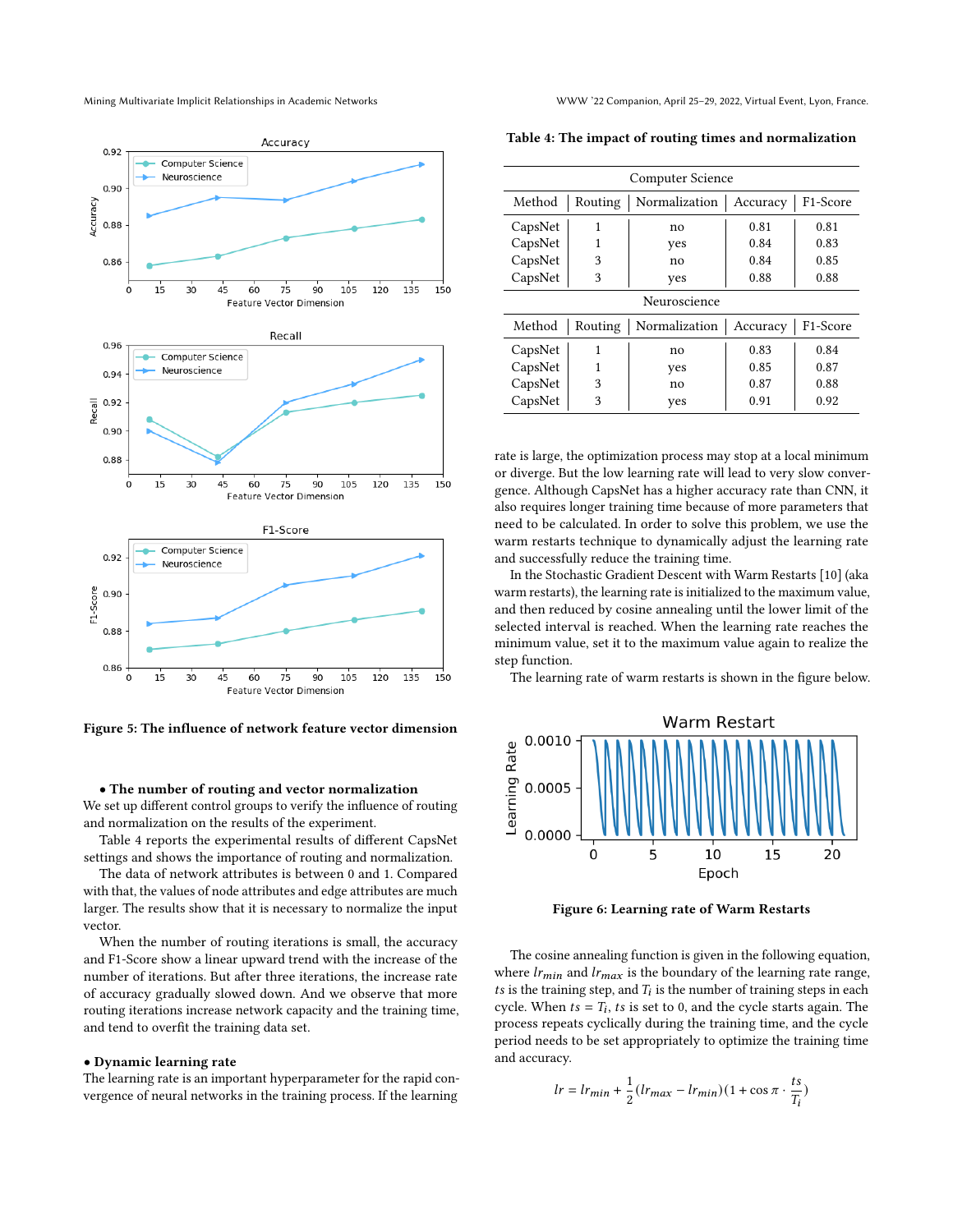Figure 5: The influence of network feature vector dimension

**• The number of routing and vector normalization**
We set up different control groups to verify the influence of routing and normalization on the results of the experiment.

Table 4 reports the experimental results of different CapsNet settings and shows the importance of routing and normalization.

The data of network attributes is between 0 and 1. Compared with that, the values of node attributes and edge attributes are much larger. The results show that it is necessary to normalize the input vector.

When the number of routing iterations is small, the accuracy and F1-Score show a linear upward trend with the increase of the number of iterations. But after three iterations, the increase rate of accuracy gradually slowed down. And we observe that more routing iterations increase network capacity and the training time, and tend to overfit the training data set.

**• Dynamic learning rate**
The learning rate is an important hyperparameter for the rapid convergence of neural networks in the training process. If the learning rate is large, the optimization process may stop at a local minimum or diverge. But the low learning rate will lead to very slow convergence. Although CapsNet has a higher accuracy rate than CNN, it also requires longer training time because of more parameters that need to be calculated. In order to solve this problem, we use the warm restarts technique to dynamically adjust the learning rate and successfully reduce the training time.

In the Stochastic Gradient Descent with Warm Restarts [10] (aka warm restarts), the learning rate is initialized to the maximum value, and then reduced by cosine annealing until the lower limit of the selected interval is reached. When the learning rate reaches the minimum value, set it to the maximum value again to realize the step function.

The learning rate of warm restarts is shown in the figure below.

**Table 4: The impact of routing times and normalization**

| Method | Routing | Normalization | Accuracy | F1-Score |
|---|---|---|---|---|
| **Computer Science** | | | | |
| CapsNet | 1 | no | 0.81 | 0.81 |
| CapsNet | 1 | yes | 0.84 | 0.83 |
| CapsNet | 3 | no | 0.84 | 0.85 |
| CapsNet | 3 | yes | 0.88 | 0.88 |
| **Neuroscience** | | | | |
| CapsNet | 1 | no | 0.83 | 0.84 |
| CapsNet | 1 | yes | 0.85 | 0.87 |
| CapsNet | 3 | no | 0.87 | 0.88 |
| CapsNet | 3 | yes | 0.91 | 0.92 |

Figure 6: Learning rate of Warm Restarts

The cosine annealing function is given in the following equation, where $lr_{min}$ and $lr_{max}$ is the boundary of the learning rate range, $ts$ is the training step, and $T_i$ is the number of training steps in each cycle. When $ts = T_i$, $ts$ is set to 0, and the cycle starts again. The process repeats cyclically during the training time, and the cycle period needs to be set appropriately to optimize the training time and accuracy.

$$lr = lr_{min} + \frac{1}{2}(lr_{max} - lr_{min})(1 + \cos \pi \cdot \frac{ts}{T_i})$$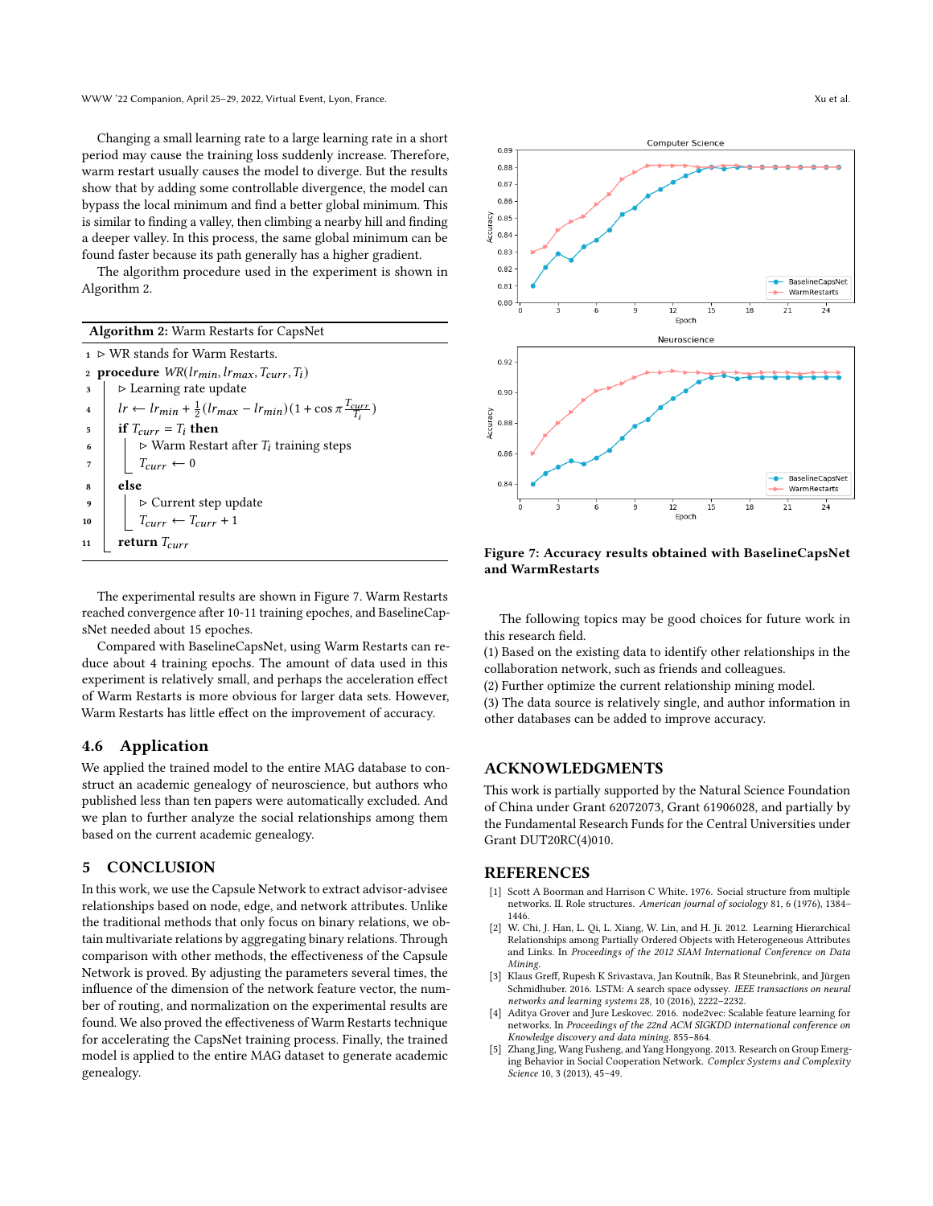Changing a small learning rate to a large learning rate in a short period may cause the training loss suddenly increase. Therefore, warm restart usually causes the model to diverge. But the results show that by adding some controllable divergence, the model can bypass the local minimum and find a better global minimum. This is similar to finding a valley, then climbing a nearby hill and finding a deeper valley. In this process, the same global minimum can be found faster because its path generally has a higher gradient.

The algorithm procedure used in the experiment is shown in Algorithm 2.

**Algorithm 2:** Warm Restarts for CapsNet

```
1  ▷ WR stands for Warm Restarts.
2  procedure WR(lr_min, lr_max, T_curr, T_i)
3      ▷ Learning rate update
4      lr ← lr_min + 1/2 (lr_max − lr_min)(1 + cos π T_curr/T_i)
5      if T_curr = T_i then
6          ▷ Warm Restart after T_i training steps
7          T_curr ← 0
8      else
9          ▷ Current step update
10         T_curr ← T_curr + 1
11     return T_curr
```

where line 4 is $lr \leftarrow lr_{min} + \frac{1}{2}(lr_{max} - lr_{min})(1 + \cos \pi \frac{T_{curr}}{T_i})$.

Figure 7: Accuracy results obtained with BaselineCapsNet and WarmRestarts

The experimental results are shown in Figure 7. Warm Restarts reached convergence after 10-11 training epoches, and BaselineCapsNet needed about 15 epoches.

Compared with BaselineCapsNet, using Warm Restarts can reduce about 4 training epochs. The amount of data used in this experiment is relatively small, and perhaps the acceleration effect of Warm Restarts is more obvious for larger data sets. However, Warm Restarts has little effect on the improvement of accuracy.

## 4.6 Application

We applied the trained model to the entire MAG database to construct an academic genealogy of neuroscience, but authors who published less than ten papers were automatically excluded. And we plan to further analyze the social relationships among them based on the current academic genealogy.

# 5 CONCLUSION

In this work, we use the Capsule Network to extract advisor-advisee relationships based on node, edge, and network attributes. Unlike the traditional methods that only focus on binary relations, we obtain multivariate relations by aggregating binary relations. Through comparison with other methods, the effectiveness of the Capsule Network is proved. By adjusting the parameters several times, the influence of the dimension of the network feature vector, the number of routing, and normalization on the experimental results are found. We also proved the effectiveness of Warm Restarts technique for accelerating the CapsNet training process. Finally, the trained model is applied to the entire MAG dataset to generate academic genealogy.

The following topics may be good choices for future work in this research field.

(1) Based on the existing data to identify other relationships in the collaboration network, such as friends and colleagues.

(2) Further optimize the current relationship mining model.

(3) The data source is relatively single, and author information in other databases can be added to improve accuracy.

# ACKNOWLEDGMENTS

This work is partially supported by the Natural Science Foundation of China under Grant 62072073, Grant 61906028, and partially by the Fundamental Research Funds for the Central Universities under Grant DUT20RC(4)010.

# REFERENCES

[1] Scott A Boorman and Harrison C White. 1976. Social structure from multiple networks. II. Role structures. *American journal of sociology* 81, 6 (1976), 1384–1446.

[2] W. Chi, J. Han, L. Qi, L. Xiang, W. Lin, and H. Ji. 2012. Learning Hierarchical Relationships among Partially Ordered Objects with Heterogeneous Attributes and Links. In *Proceedings of the 2012 SIAM International Conference on Data Mining*.

[3] Klaus Greff, Rupesh K Srivastava, Jan Koutník, Bas R Steunebrink, and Jürgen Schmidhuber. 2016. LSTM: A search space odyssey. *IEEE transactions on neural networks and learning systems* 28, 10 (2016), 2222–2232.

[4] Aditya Grover and Jure Leskovec. 2016. node2vec: Scalable feature learning for networks. In *Proceedings of the 22nd ACM SIGKDD international conference on Knowledge discovery and data mining*. 855–864.

[5] Zhang Jing, Wang Fusheng, and Yang Hongyong. 2013. Research on Group Emerging Behavior in Social Cooperation Network. *Complex Systems and Complexity Science* 10, 3 (2013), 45–49.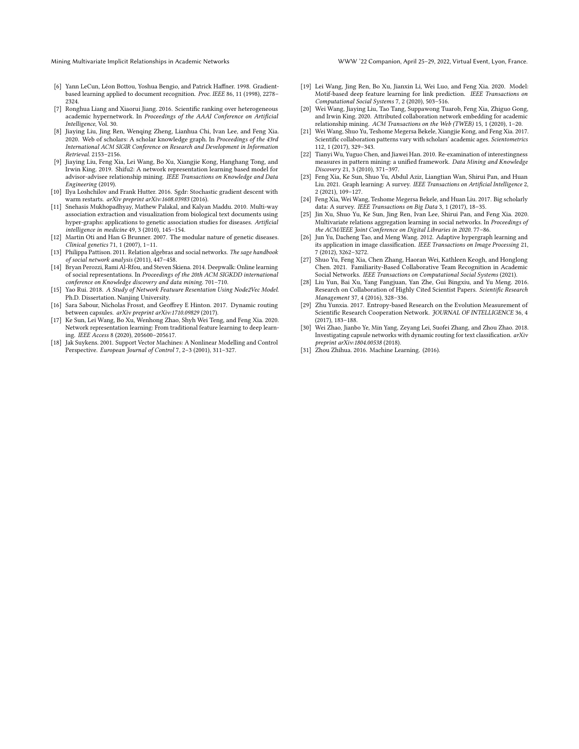[6] Yann LeCun, Léon Bottou, Yoshua Bengio, and Patrick Haffner. 1998. Gradient-based learning applied to document recognition. *Proc. IEEE* 86, 11 (1998), 2278–2324.

[7] Ronghua Liang and Xiaorui Jiang. 2016. Scientific ranking over heterogeneous academic hypernetwork. In *Proceedings of the AAAI Conference on Artificial Intelligence*, Vol. 30.

[8] Jiaying Liu, Jing Ren, Wenqing Zheng, Lianhua Chi, Ivan Lee, and Feng Xia. 2020. Web of scholars: A scholar knowledge graph. In *Proceedings of the 43rd International ACM SIGIR Conference on Research and Development in Information Retrieval*. 2153–2156.

[9] Jiaying Liu, Feng Xia, Lei Wang, Bo Xu, Xiangjie Kong, Hanghang Tong, and Irwin King. 2019. Shifu2: A network representation learning based model for advisor-advisee relationship mining. *IEEE Transactions on Knowledge and Data Engineering* (2019).

[10] Ilya Loshchilov and Frank Hutter. 2016. Sgdr: Stochastic gradient descent with warm restarts. *arXiv preprint arXiv:1608.03983* (2016).

[11] Snehasis Mukhopadhyay, Mathew Palakal, and Kalyan Maddu. 2010. Multi-way association extraction and visualization from biological text documents using hyper-graphs: applications to genetic association studies for diseases. *Artificial intelligence in medicine* 49, 3 (2010), 145–154.

[12] Martin Oti and Han G Brunner. 2007. The modular nature of genetic diseases. *Clinical genetics* 71, 1 (2007), 1–11.

[13] Philippa Pattison. 2011. Relation algebras and social networks. *The sage handbook of social network analysis* (2011), 447–458.

[14] Bryan Perozzi, Rami Al-Rfou, and Steven Skiena. 2014. Deepwalk: Online learning of social representations. In *Proceedings of the 20th ACM SIGKDD international conference on Knowledge discovery and data mining*. 701–710.

[15] Yao Rui. 2018. *A Study of Network Featuure Resentation Using Node2Vec Model*. Ph.D. Dissertation. Nanjing University.

[16] Sara Sabour, Nicholas Frosst, and Geoffrey E Hinton. 2017. Dynamic routing between capsules. *arXiv preprint arXiv:1710.09829* (2017).

[17] Ke Sun, Lei Wang, Bo Xu, Wenhong Zhao, Shyh Wei Teng, and Feng Xia. 2020. Network representation learning: From traditional feature learning to deep learning. *IEEE Access* 8 (2020), 205600–205617.

[18] Jak Suykens. 2001. Support Vector Machines: A Nonlinear Modelling and Control Perspective. *European Journal of Control* 7, 2–3 (2001), 311–327.

[19] Lei Wang, Jing Ren, Bo Xu, Jianxin Li, Wei Luo, and Feng Xia. 2020. Model: Motif-based deep feature learning for link prediction. *IEEE Transactions on Computational Social Systems* 7, 2 (2020), 503–516.

[20] Wei Wang, Jiaying Liu, Tao Tang, Suppawong Tuarob, Feng Xia, Zhiguo Gong, and Irwin King. 2020. Attributed collaboration network embedding for academic relationship mining. *ACM Transactions on the Web (TWEB)* 15, 1 (2020), 1–20.

[21] Wei Wang, Shuo Yu, Teshome Megersa Bekele, Xiangjie Kong, and Feng Xia. 2017. Scientific collaboration patterns vary with scholars' academic ages. *Scientometrics* 112, 1 (2017), 329–343.

[22] Tianyi Wu, Yuguo Chen, and Jiawei Han. 2010. Re-examination of interestingness measures in pattern mining: a unified framework. *Data Mining and Knowledge Discovery* 21, 3 (2010), 371–397.

[23] Feng Xia, Ke Sun, Shuo Yu, Abdul Aziz, Liangtian Wan, Shirui Pan, and Huan Liu. 2021. Graph learning: A survey. *IEEE Transactions on Artificial Intelligence* 2, 2 (2021), 109–127.

[24] Feng Xia, Wei Wang, Teshome Megersa Bekele, and Huan Liu. 2017. Big scholarly data: A survey. *IEEE Transactions on Big Data* 3, 1 (2017), 18–35.

[25] Jin Xu, Shuo Yu, Ke Sun, Jing Ren, Ivan Lee, Shirui Pan, and Feng Xia. 2020. Multivariate relations aggregation learning in social networks. In *Proceedings of the ACM/IEEE Joint Conference on Digital Libraries in 2020*. 77–86.

[26] Jun Yu, Dacheng Tao, and Meng Wang. 2012. Adaptive hypergraph learning and its application in image classification. *IEEE Transactions on Image Processing* 21, 7 (2012), 3262–3272.

[27] Shuo Yu, Feng Xia, Chen Zhang, Haoran Wei, Kathleen Keogh, and Honglong Chen. 2021. Familiarity-Based Collaborative Team Recognition in Academic Social Networks. *IEEE Transactions on Computational Social Systems* (2021).

[28] Liu Yun, Bai Xu, Yang Fangjuan, Yan Zhe, Gui Bingxiu, and Yu Meng. 2016. Research on Collaboration of Highly Cited Scientist Papers. *Scientific Research Management* 37, 4 (2016), 328–336.

[29] Zhu Yunxia. 2017. Entropy-based Research on the Evolution Measurement of Scientific Research Cooperation Network. *JOURNAL OF INTELLIGENCE* 36, 4 (2017), 183–188.

[30] Wei Zhao, Jianbo Ye, Min Yang, Zeyang Lei, Suofei Zhang, and Zhou Zhao. 2018. Investigating capsule networks with dynamic routing for text classification. *arXiv preprint arXiv:1804.00538* (2018).

[31] Zhou Zhihua. 2016. Machine Learning. (2016).